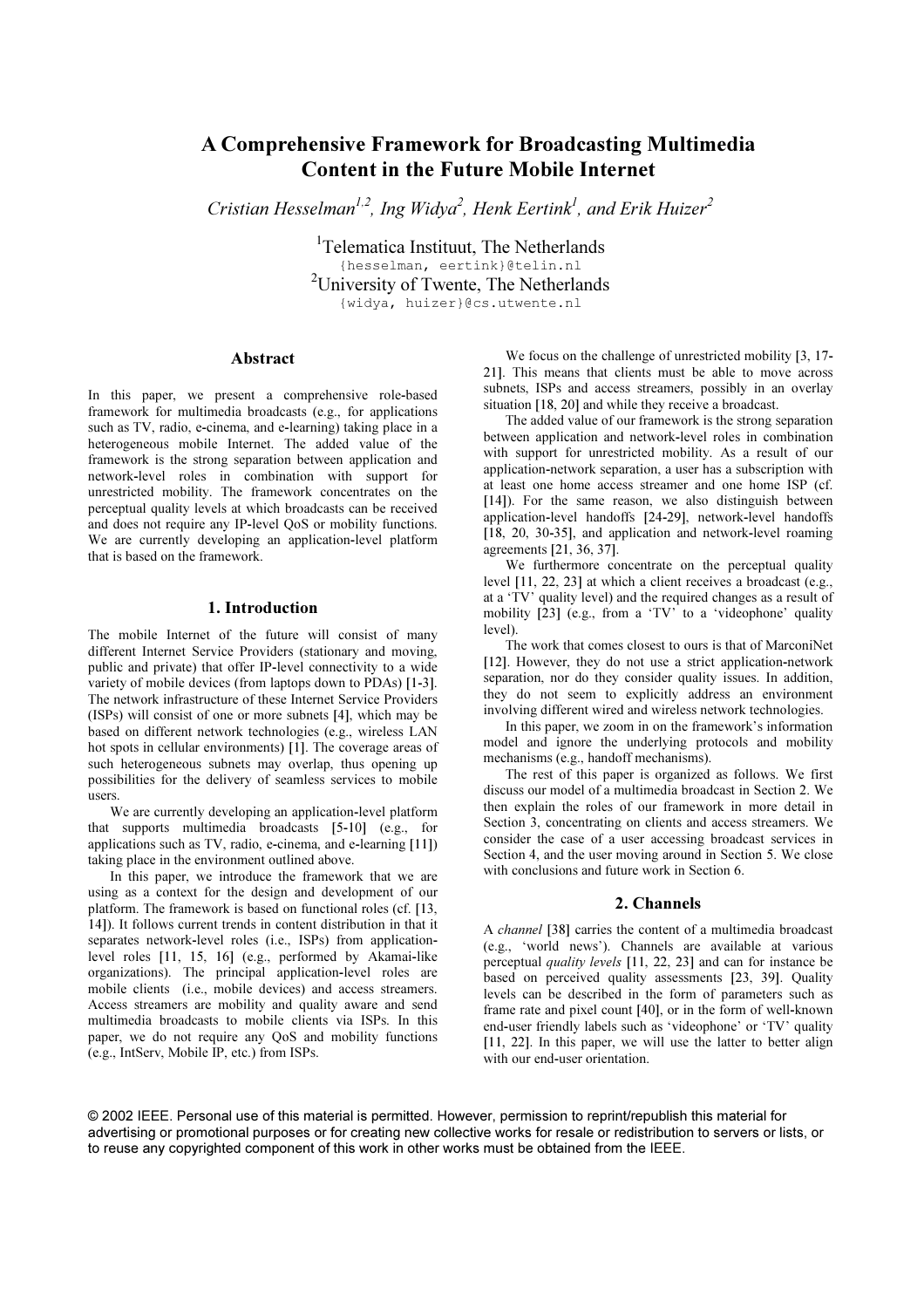# A Comprehensive Framework for Broadcasting Multimedia Content in the Future Mobile Internet

*Cristian Hesselman[1,2], Ing Widya[2], Henk Eertink[1], and Erik Huizer[2]*

[1]Telematica Instituut, The Netherlands
{hesselman, eertink}@telin.nl
[2]University of Twente, The Netherlands
{widya, huizer}@cs.utwente.nl

## Abstract

In this paper, we present a comprehensive role-based framework for multimedia broadcasts (e.g., for applications such as TV, radio, e-cinema, and e-learning) taking place in a heterogeneous mobile Internet. The added value of the framework is the strong separation between application and network-level roles in combination with support for unrestricted mobility. The framework concentrates on the perceptual quality levels at which broadcasts can be received and does not require any IP-level QoS or mobility functions. We are currently developing an application-level platform that is based on the framework.

## 1. Introduction

The mobile Internet of the future will consist of many different Internet Service Providers (stationary and moving, public and private) that offer IP-level connectivity to a wide variety of mobile devices (from laptops down to PDAs) [1-3]. The network infrastructure of these Internet Service Providers (ISPs) will consist of one or more subnets [4], which may be based on different network technologies (e.g., wireless LAN hot spots in cellular environments) [1]. The coverage areas of such heterogeneous subnets may overlap, thus opening up possibilities for the delivery of seamless services to mobile users.

We are currently developing an application-level platform that supports multimedia broadcasts [5-10] (e.g., for applications such as TV, radio, e-cinema, and e-learning [11]) taking place in the environment outlined above.

In this paper, we introduce the framework that we are using as a context for the design and development of our platform. The framework is based on functional roles (cf. [13, 14]). It follows current trends in content distribution in that it separates network-level roles (i.e., ISPs) from application-level roles [11, 15, 16] (e.g., performed by Akamai-like organizations). The principal application-level roles are mobile clients (i.e., mobile devices) and access streamers. Access streamers are mobility and quality aware and send multimedia broadcasts to mobile clients via ISPs. In this paper, we do not require any QoS and mobility functions (e.g., IntServ, Mobile IP, etc.) from ISPs.

We focus on the challenge of unrestricted mobility [3, 17-21]. This means that clients must be able to move across subnets, ISPs and access streamers, possibly in an overlay situation [18, 20] and while they receive a broadcast.

The added value of our framework is the strong separation between application and network-level roles in combination with support for unrestricted mobility. As a result of our application-network separation, a user has a subscription with at least one home access streamer and one home ISP (cf. [14]). For the same reason, we also distinguish between application-level handoffs [24-29], network-level handoffs [18, 20, 30-35], and application and network-level roaming agreements [21, 36, 37].

We furthermore concentrate on the perceptual quality level [11, 22, 23] at which a client receives a broadcast (e.g., at a 'TV' quality level) and the required changes as a result of mobility [23] (e.g., from a 'TV' to a 'videophone' quality level).

The work that comes closest to ours is that of MarconiNet [12]. However, they do not use a strict application-network separation, nor do they consider quality issues. In addition, they do not seem to explicitly address an environment involving different wired and wireless network technologies.

In this paper, we zoom in on the framework's information model and ignore the underlying protocols and mobility mechanisms (e.g., handoff mechanisms).

The rest of this paper is organized as follows. We first discuss our model of a multimedia broadcast in Section 2. We then explain the roles of our framework in more detail in Section 3, concentrating on clients and access streamers. We consider the case of a user accessing broadcast services in Section 4, and the user moving around in Section 5. We close with conclusions and future work in Section 6.

## 2. Channels

A *channel* [38] carries the content of a multimedia broadcast (e.g., 'world news'). Channels are available at various perceptual *quality levels* [11, 22, 23] and can for instance be based on perceived quality assessments [23, 39]. Quality levels can be described in the form of parameters such as frame rate and pixel count [40], or in the form of well-known end-user friendly labels such as 'videophone' or 'TV' quality [11, 22]. In this paper, we will use the latter to better align with our end-user orientation.

© 2002 IEEE. Personal use of this material is permitted. However, permission to reprint/republish this material for advertising or promotional purposes or for creating new collective works for resale or redistribution to servers or lists, or to reuse any copyrighted component of this work in other works must be obtained from the IEEE.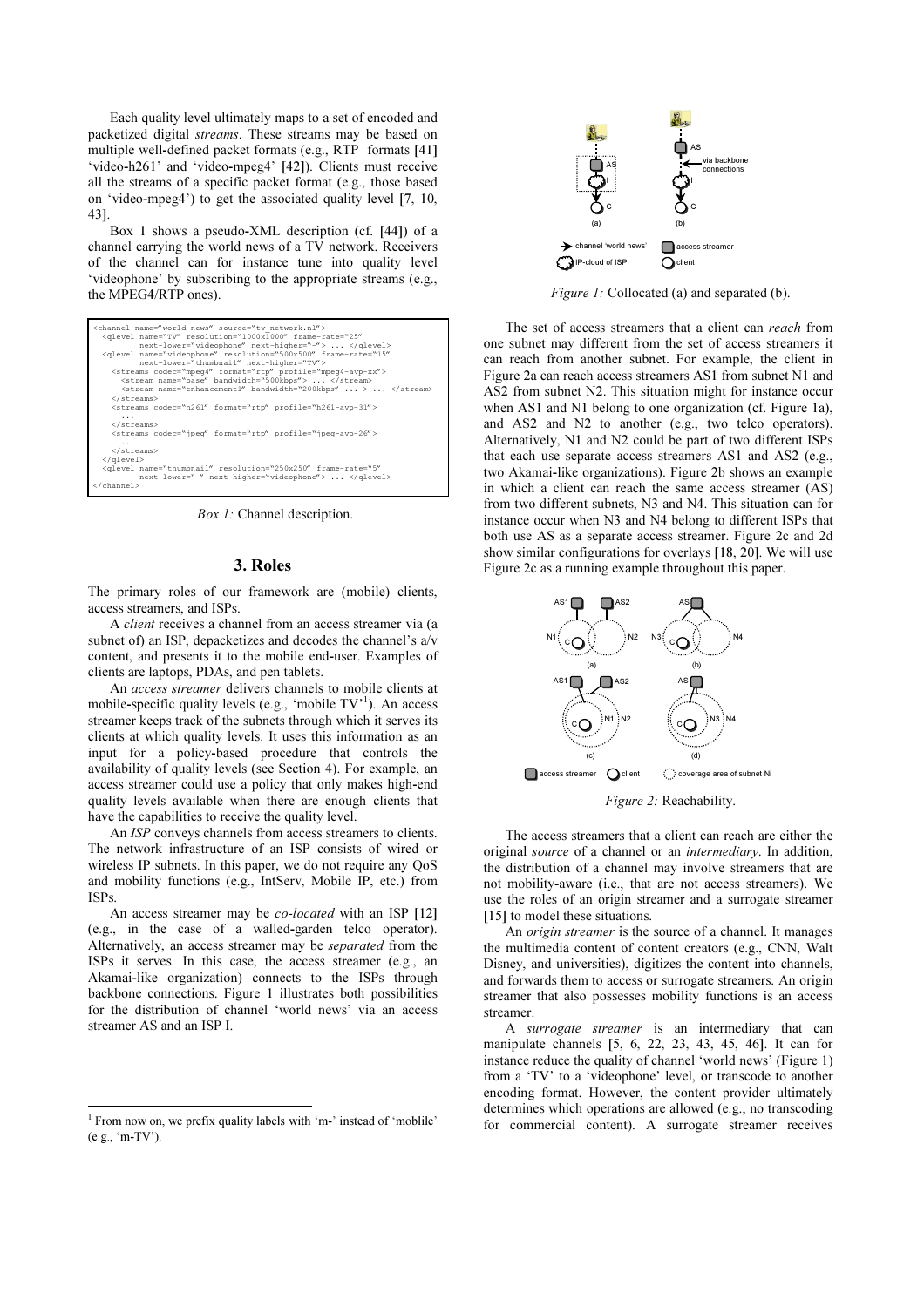Each quality level ultimately maps to a set of encoded and packetized digital *streams*. These streams may be based on multiple well-defined packet formats (e.g., RTP formats [41] 'video-h261' and 'video-mpeg4' [42]). Clients must receive all the streams of a specific packet format (e.g., those based on 'video-mpeg4') to get the associated quality level [7, 10, 43].

Box 1 shows a pseudo-XML description (cf. [44]) of a channel carrying the world news of a TV network. Receivers of the channel can for instance tune into quality level 'videophone' by subscribing to the appropriate streams (e.g., the MPEG4/RTP ones).

```
<channel name="world news" source="tv_network.nl">
  <qlevel name="TV" resolution="1000x1000" frame-rate="25"
          next-lower="videophone" next-higher="-"> ... </qlevel>
  <qlevel name="videophone" resolution="500x500" frame-rate="15"
          next-lower="thumbnail" next-higher="TV">
    <streams codec="mpeg4" format="rtp" profile="mpeg4-avp-xx">
      <stream name="base" bandwidth="500kbps"> ... </stream>
      <stream name="enhancement1" bandwidth="200kbps" ... > ... </stream>
    </streams>
    <streams codec="h261" format="rtp" profile="h261-avp-31">
      ...
    </streams>
    <streams codec="jpeg" format="rtp" profile="jpeg-avp-26">
      ...
    </streams>
  </qlevel>
  <qlevel name="thumbnail" resolution="250x250" frame-rate="5"
          next-lower="-" next-higher="videophone"> ... </qlevel>
</channel>
```

*Box 1:* Channel description.

## 3. Roles

The primary roles of our framework are (mobile) clients, access streamers, and ISPs.

A *client* receives a channel from an access streamer via (a subnet of) an ISP, depacketizes and decodes the channel's a/v content, and presents it to the mobile end-user. Examples of clients are laptops, PDAs, and pen tablets.

An *access streamer* delivers channels to mobile clients at mobile-specific quality levels (e.g., 'mobile TV'[1]). An access streamer keeps track of the subnets through which it serves its clients at which quality levels. It uses this information as an input for a policy-based procedure that controls the availability of quality levels (see Section 4). For example, an access streamer could use a policy that only makes high-end quality levels available when there are enough clients that have the capabilities to receive the quality level.

An *ISP* conveys channels from access streamers to clients. The network infrastructure of an ISP consists of wired or wireless IP subnets. In this paper, we do not require any QoS and mobility functions (e.g., IntServ, Mobile IP, etc.) from ISPs.

An access streamer may be *co-located* with an ISP [12] (e.g., in the case of a walled-garden telco operator). Alternatively, an access streamer may be *separated* from the ISPs it serves. In this case, the access streamer (e.g., an Akamai-like organization) connects to the ISPs through backbone connections. Figure 1 illustrates both possibilities for the distribution of channel 'world news' via an access streamer AS and an ISP I.

[1] From now on, we prefix quality labels with 'm-' instead of 'moblile' (e.g., 'm-TV').

*Figure 1:* Collocated (a) and separated (b).

The set of access streamers that a client can *reach* from one subnet may different from the set of access streamers it can reach from another subnet. For example, the client in Figure 2a can reach access streamers AS1 from subnet N1 and AS2 from subnet N2. This situation might for instance occur when AS1 and N1 belong to one organization (cf. Figure 1a), and AS2 and N2 to another (e.g., two telco operators). Alternatively, N1 and N2 could be part of two different ISPs that each use separate access streamers AS1 and AS2 (e.g., two Akamai-like organizations). Figure 2b shows an example in which a client can reach the same access streamer (AS) from two different subnets, N3 and N4. This situation can for instance occur when N3 and N4 belong to different ISPs that both use AS as a separate access streamer. Figure 2c and 2d show similar configurations for overlays [18, 20]. We will use Figure 2c as a running example throughout this paper.

*Figure 2:* Reachability.

The access streamers that a client can reach are either the original *source* of a channel or an *intermediary*. In addition, the distribution of a channel may involve streamers that are not mobility-aware (i.e., that are not access streamers). We use the roles of an origin streamer and a surrogate streamer [15] to model these situations.

An *origin streamer* is the source of a channel. It manages the multimedia content of content creators (e.g., CNN, Walt Disney, and universities), digitizes the content into channels, and forwards them to access or surrogate streamers. An origin streamer that also possesses mobility functions is an access streamer.

A *surrogate streamer* is an intermediary that can manipulate channels [5, 6, 22, 23, 43, 45, 46]. It can for instance reduce the quality of channel 'world news' (Figure 1) from a 'TV' to a 'videophone' level, or transcode to another encoding format. However, the content provider ultimately determines which operations are allowed (e.g., no transcoding for commercial content). A surrogate streamer receives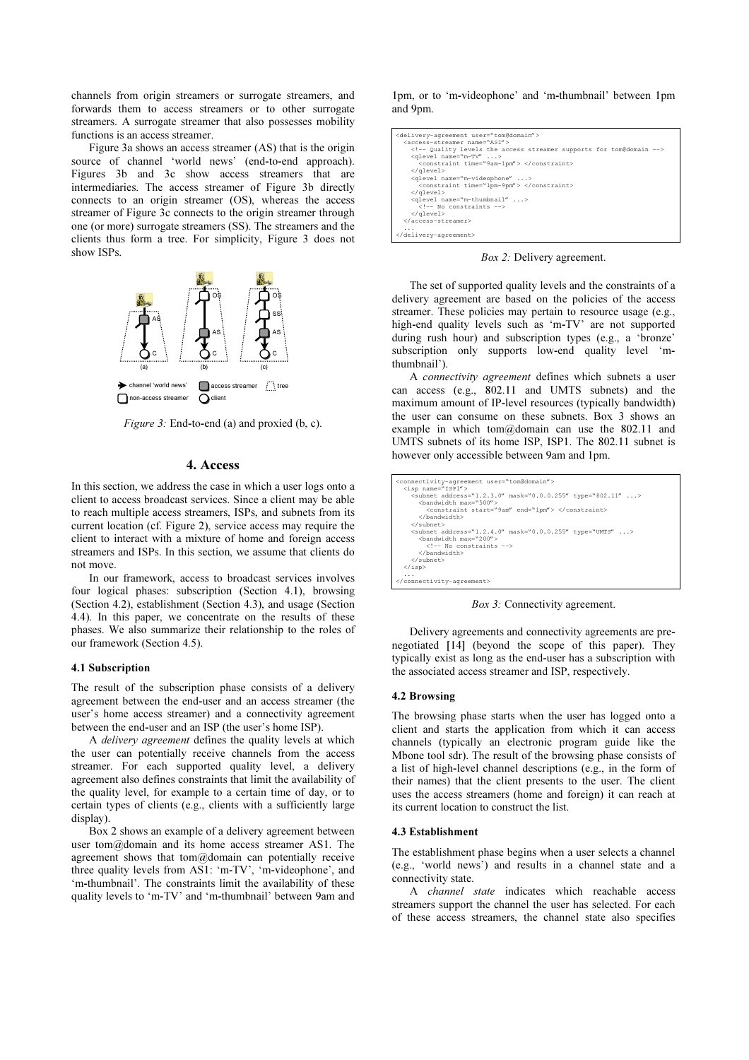channels from origin streamers or surrogate streamers, and forwards them to access streamers or to other surrogate streamers. A surrogate streamer that also possesses mobility functions is an access streamer.

Figure 3a shows an access streamer (AS) that is the origin source of channel 'world news' (end-to-end approach). Figures 3b and 3c show access streamers that are intermediaries. The access streamer of Figure 3b directly connects to an origin streamer (OS), whereas the access streamer of Figure 3c connects to the origin streamer through one (or more) surrogate streamers (SS). The streamers and the clients thus form a tree. For simplicity, Figure 3 does not show ISPs.

*Figure 3:* End-to-end (a) and proxied (b, c).

## 4. Access

In this section, we address the case in which a user logs onto a client to access broadcast services. Since a client may be able to reach multiple access streamers, ISPs, and subnets from its current location (cf. Figure 2), service access may require the client to interact with a mixture of home and foreign access streamers and ISPs. In this section, we assume that clients do not move.

In our framework, access to broadcast services involves four logical phases: subscription (Section 4.1), browsing (Section 4.2), establishment (Section 4.3), and usage (Section 4.4). In this paper, we concentrate on the results of these phases. We also summarize their relationship to the roles of our framework (Section 4.5).

### 4.1 Subscription

The result of the subscription phase consists of a delivery agreement between the end-user and an access streamer (the user's home access streamer) and a connectivity agreement between the end-user and an ISP (the user's home ISP).

A *delivery agreement* defines the quality levels at which the user can potentially receive channels from the access streamer. For each supported quality level, a delivery agreement also defines constraints that limit the availability of the quality level, for example to a certain time of day, or to certain types of clients (e.g., clients with a sufficiently large display).

Box 2 shows an example of a delivery agreement between user tom@domain and its home access streamer AS1. The agreement shows that tom@domain can potentially receive three quality levels from AS1: 'm-TV', 'm-videophone', and 'm-thumbnail'. The constraints limit the availability of these quality levels to 'm-TV' and 'm-thumbnail' between 9am and 1pm, or to 'm-videophone' and 'm-thumbnail' between 1pm and 9pm.

```
<delivery-agreement user="tom@domain">
  <access-streamer name="AS1">
    <!-- Quality levels the access streamer supports for tom@domain -->
    <qlevel name="m-TV" ...>
      <constraint time="9am-1pm"> </constraint>
    </qlevel>
    <qlevel name="m-videophone" ...>
      <constraint time="1pm-9pm"> </constraint>
    </qlevel>
    <qlevel name="m-thumbnail" ...>
      <!-- No constraints -->
    </qlevel>
  </access-streamer>
  ...
</delivery-agreement>
```

*Box 2:* Delivery agreement.

The set of supported quality levels and the constraints of a delivery agreement are based on the policies of the access streamer. These policies may pertain to resource usage (e.g., high-end quality levels such as 'm-TV' are not supported during rush hour) and subscription types (e.g., a 'bronze' subscription only supports low-end quality level 'm-thumbnail').

A *connectivity agreement* defines which subnets a user can access (e.g., 802.11 and UMTS subnets) and the maximum amount of IP-level resources (typically bandwidth) the user can consume on these subnets. Box 3 shows an example in which tom@domain can use the 802.11 and UMTS subnets of its home ISP, ISP1. The 802.11 subnet is however only accessible between 9am and 1pm.

```
<connectivity-agreement user="tom@domain">
  <isp name="ISP1">
    <subnet address="1.2.3.0" mask="0.0.0.255" type="802.11" ...>
      <bandwidth max="500">
        <constraint start="9am" end="1pm"> </constraint>
      </bandwidth>
    </subnet>
    <subnet address="1.2.4.0" mask="0.0.0.255" type="UMTS" ...>
      <bandwidth max="200">
        <!-- No constraints -->
      </bandwidth>
    </subnet>
  </isp>
  ...
</connectivity-agreement>
```

*Box 3:* Connectivity agreement.

Delivery agreements and connectivity agreements are pre-negotiated [14] (beyond the scope of this paper). They typically exist as long as the end-user has a subscription with the associated access streamer and ISP, respectively.

### 4.2 Browsing

The browsing phase starts when the user has logged onto a client and starts the application from which it can access channels (typically an electronic program guide like the Mbone tool sdr). The result of the browsing phase consists of a list of high-level channel descriptions (e.g., in the form of their names) that the client presents to the user. The client uses the access streamers (home and foreign) it can reach at its current location to construct the list.

### 4.3 Establishment

The establishment phase begins when a user selects a channel (e.g., 'world news') and results in a channel state and a connectivity state.

A *channel state* indicates which reachable access streamers support the channel the user has selected. For each of these access streamers, the channel state also specifies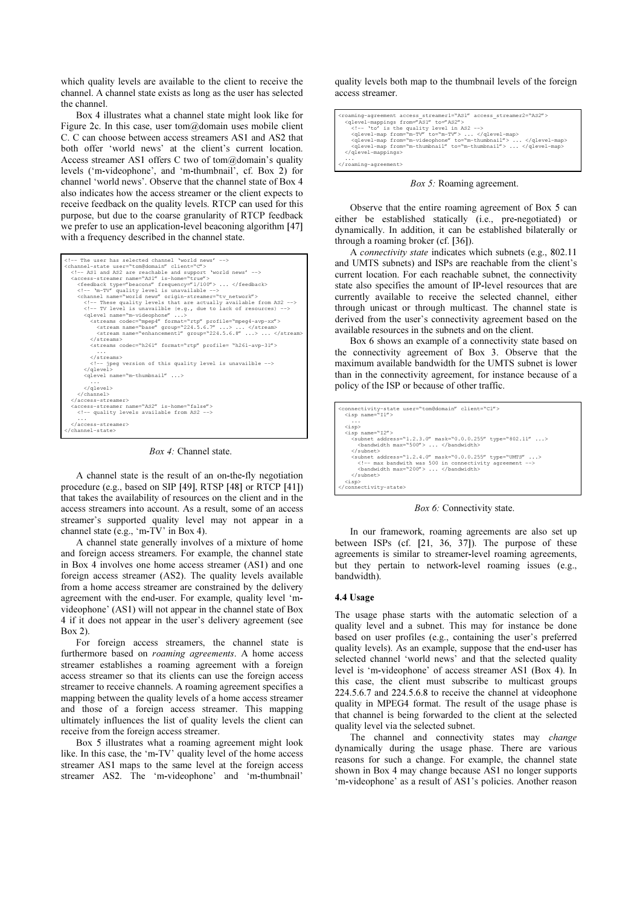which quality levels are available to the client to receive the channel. A channel state exists as long as the user has selected the channel.

Box 4 illustrates what a channel state might look like for Figure 2c. In this case, user tom@domain uses mobile client C. C can choose between access streamers AS1 and AS2 that both offer 'world news' at the client's current location. Access streamer AS1 offers C two of tom@domain's quality levels ('m-videophone', and 'm-thumbnail', cf. Box 2) for channel 'world news'. Observe that the channel state of Box 4 also indicates how the access streamer or the client expects to receive feedback on the quality levels. RTCP can used for this purpose, but due to the coarse granularity of RTCP feedback we prefer to use an application-level beaconing algorithm [47] with a frequency described in the channel state.

```
<!-- The user has selected channel 'world news' -->
<channel-state user="tom@domain" client="C">
  <!-- AS1 and AS2 are reachable and support 'world news' -->
  <access-streamer name="AS1" is-home="true">
    <feedback type="beacons" frequency="1/100"> ... </feedback>
    <!-- 'm-TV' quality level is unavailable -->
    <channel name="world news" origin-streamer="tv_network">
      <!-- These quality levels that are actually available from AS2 -->
      <!-- TV level is unavailble (e.g., due to lack of resources) -->
      <qlevel name="m-videophone" ...>
        <streams codec="mpeg4" format="rtp" profile="mpeg4-avp-xx">
          <stream name="base" group="224.5.6.7" ...> ... </stream>
          <stream name="enhancement1" group="224.5.6.8" ...> ... </stream>
        </streams>
        <streams codec="h261" format="rtp" profile= "h261-avp-31">
          ...
        </streams>
        <!-- jpeg version of this quality level is unavailble -->
      </qlevel>
      <qlevel name="m-thumbnail" ...>
        ...
      </qlevel>
    </channel>
  </access-streamer>
  <access-streamer name="AS2" is-home="false">
    <!-- quality levels available from AS2 -->
    ...
  </access-streamer>
</channel-state>
```

*Box 4:* Channel state.

A channel state is the result of an on-the-fly negotiation procedure (e.g., based on SIP [49], RTSP [48] or RTCP [41]) that takes the availability of resources on the client and in the access streamers into account. As a result, some of an access streamer's supported quality level may not appear in a channel state (e.g., 'm-TV' in Box 4).

A channel state generally involves of a mixture of home and foreign access streamers. For example, the channel state in Box 4 involves one home access streamer (AS1) and one foreign access streamer (AS2). The quality levels available from a home access streamer are constrained by the delivery agreement with the end-user. For example, quality level 'm-videophone' (AS1) will not appear in the channel state of Box 4 if it does not appear in the user's delivery agreement (see Box 2).

For foreign access streamers, the channel state is furthermore based on *roaming agreements*. A home access streamer establishes a roaming agreement with a foreign access streamer so that its clients can use the foreign access streamer to receive channels. A roaming agreement specifies a mapping between the quality levels of a home access streamer and those of a foreign access streamer. This mapping ultimately influences the list of quality levels the client can receive from the foreign access streamer.

Box 5 illustrates what a roaming agreement might look like. In this case, the 'm-TV' quality level of the home access streamer AS1 maps to the same level at the foreign access streamer AS2. The 'm-videophone' and 'm-thumbnail' quality levels both map to the thumbnail levels of the foreign access streamer.

```
<roaming-agreement access_streamer1="AS1" access_streamer2="AS2">
  <qlevel-mappings from="AS1" to="AS2">
    <!-- 'to' is the quality level in AS2 -->
    <qlevel-map from="m-TV" to="m-TV"> ... </qlevel-map>
    <qlevel-map from="m-videophone" to="m-thumbnail"> ... </qlevel-map>
    <qlevel-map from="m-thumbnail" to="m-thumbnail"> ... </qlevel-map>
  </qlevel-mappings>
  ...
</roaming-agreement>
```

*Box 5:* Roaming agreement.

Observe that the entire roaming agreement of Box 5 can either be established statically (i.e., pre-negotiated) or dynamically. In addition, it can be established bilaterally or through a roaming broker (cf. [36]).

A *connectivity state* indicates which subnets (e.g., 802.11 and UMTS subnets) and ISPs are reachable from the client's current location. For each reachable subnet, the connectivity state also specifies the amount of IP-level resources that are currently available to receive the selected channel, either through unicast or through multicast. The channel state is derived from the user's connectivity agreement based on the available resources in the subnets and on the client.

Box 6 shows an example of a connectivity state based on the connectivity agreement of Box 3. Observe that the maximum available bandwidth for the UMTS subnet is lower than in the connectivity agreement, for instance because of a policy of the ISP or because of other traffic.

```
<connectivity-state user="tom@domain" client="C1">
  <isp name="I1">
    ...
  <isp>
  <isp name="I2">
    <subnet address="1.2.3.0" mask="0.0.0.255" type="802.11" ...>
      <bandwidth max="500"> ... </bandwidth>
    </subnet>
    <subnet address="1.2.4.0" mask="0.0.0.255" type="UMTS" ...>
      <!-- max bandwith was 500 in connectivity agreement -->
      <bandwidth max="200"> ... </bandwidth>
    </subnet>
  <isp>
</connectivity-state>
```

*Box 6:* Connectivity state.

In our framework, roaming agreements are also set up between ISPs (cf. [21, 36, 37]). The purpose of these agreements is similar to streamer-level roaming agreements, but they pertain to network-level roaming issues (e.g., bandwidth).

#### 4.4 Usage

The usage phase starts with the automatic selection of a quality level and a subnet. This may for instance be done based on user profiles (e.g., containing the user's preferred quality levels). As an example, suppose that the end-user has selected channel 'world news' and that the selected quality level is 'm-videophone' of access streamer AS1 (Box 4). In this case, the client must subscribe to multicast groups 224.5.6.7 and 224.5.6.8 to receive the channel at videophone quality in MPEG4 format. The result of the usage phase is that channel is being forwarded to the client at the selected quality level via the selected subnet.

The channel and connectivity states may *change* dynamically during the usage phase. There are various reasons for such a change. For example, the channel state shown in Box 4 may change because AS1 no longer supports 'm-videophone' as a result of AS1's policies. Another reason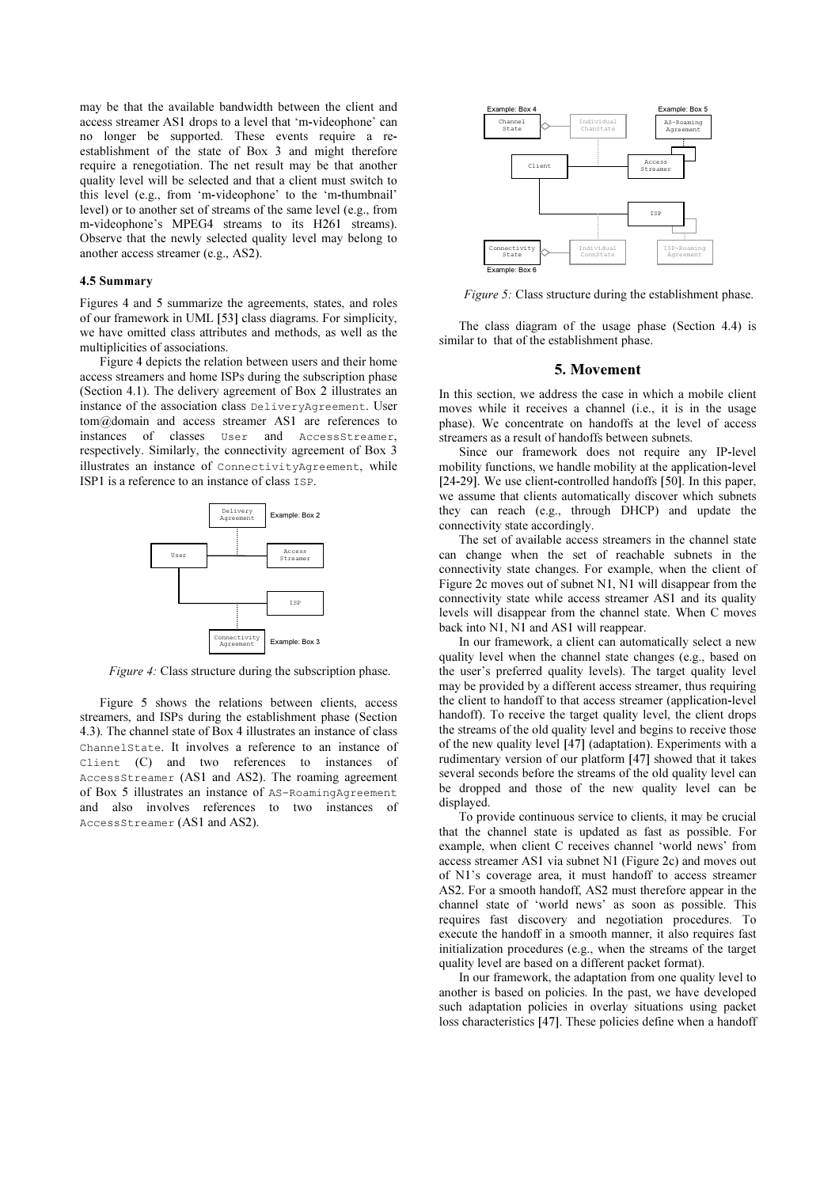may be that the available bandwidth between the client and access streamer AS1 drops to a level that 'm-videophone' can no longer be supported. These events require a re-establishment of the state of Box 3 and might therefore require a renegotiation. The net result may be that another quality level will be selected and that a client must switch to this level (e.g., from 'm-videophone' to the 'm-thumbnail' level) or to another set of streams of the same level (e.g., from m-videophone's MPEG4 streams to its H261 streams). Observe that the newly selected quality level may belong to another access streamer (e.g., AS2).

### 4.5 Summary

Figures 4 and 5 summarize the agreements, states, and roles of our framework in UML [53] class diagrams. For simplicity, we have omitted class attributes and methods, as well as the multiplicities of associations.

Figure 4 depicts the relation between users and their home access streamers and home ISPs during the subscription phase (Section 4.1). The delivery agreement of Box 2 illustrates an instance of the association class `DeliveryAgreement`. User tom@domain and access streamer AS1 are references to instances of classes `User` and `AccessStreamer`, respectively. Similarly, the connectivity agreement of Box 3 illustrates an instance of `ConnectivityAgreement`, while ISP1 is a reference to an instance of class `ISP`.

*Figure 4:* Class structure during the subscription phase.

Figure 5 shows the relations between clients, access streamers, and ISPs during the establishment phase (Section 4.3). The channel state of Box 4 illustrates an instance of class `ChannelState`. It involves a reference to an instance of `Client` (C) and two references to instances of `AccessStreamer` (AS1 and AS2). The roaming agreement of Box 5 illustrates an instance of `AS-RoamingAgreement` and also involves references to two instances of `AccessStreamer` (AS1 and AS2).

*Figure 5:* Class structure during the establishment phase.

The class diagram of the usage phase (Section 4.4) is similar to that of the establishment phase.

## 5. Movement

In this section, we address the case in which a mobile client moves while it receives a channel (i.e., it is in the usage phase). We concentrate on handoffs at the level of access streamers as a result of handoffs between subnets.

Since our framework does not require any IP-level mobility functions, we handle mobility at the application-level [24-29]. We use client-controlled handoffs [50]. In this paper, we assume that clients automatically discover which subnets they can reach (e.g., through DHCP) and update the connectivity state accordingly.

The set of available access streamers in the channel state can change when the set of reachable subnets in the connectivity state changes. For example, when the client of Figure 2c moves out of subnet N1, N1 will disappear from the connectivity state while access streamer AS1 and its quality levels will disappear from the channel state. When C moves back into N1, N1 and AS1 will reappear.

In our framework, a client can automatically select a new quality level when the channel state changes (e.g., based on the user's preferred quality levels). The target quality level may be provided by a different access streamer, thus requiring the client to handoff to that access streamer (application-level handoff). To receive the target quality level, the client drops the streams of the old quality level and begins to receive those of the new quality level [47] (adaptation). Experiments with a rudimentary version of our platform [47] showed that it takes several seconds before the streams of the old quality level can be dropped and those of the new quality level can be displayed.

To provide continuous service to clients, it may be crucial that the channel state is updated as fast as possible. For example, when client C receives channel 'world news' from access streamer AS1 via subnet N1 (Figure 2c) and moves out of N1's coverage area, it must handoff to access streamer AS2. For a smooth handoff, AS2 must therefore appear in the channel state of 'world news' as soon as possible. This requires fast discovery and negotiation procedures. To execute the handoff in a smooth manner, it also requires fast initialization procedures (e.g., when the streams of the target quality level are based on a different packet format).

In our framework, the adaptation from one quality level to another is based on policies. In the past, we have developed such adaptation policies in overlay situations using packet loss characteristics [47]. These policies define when a handoff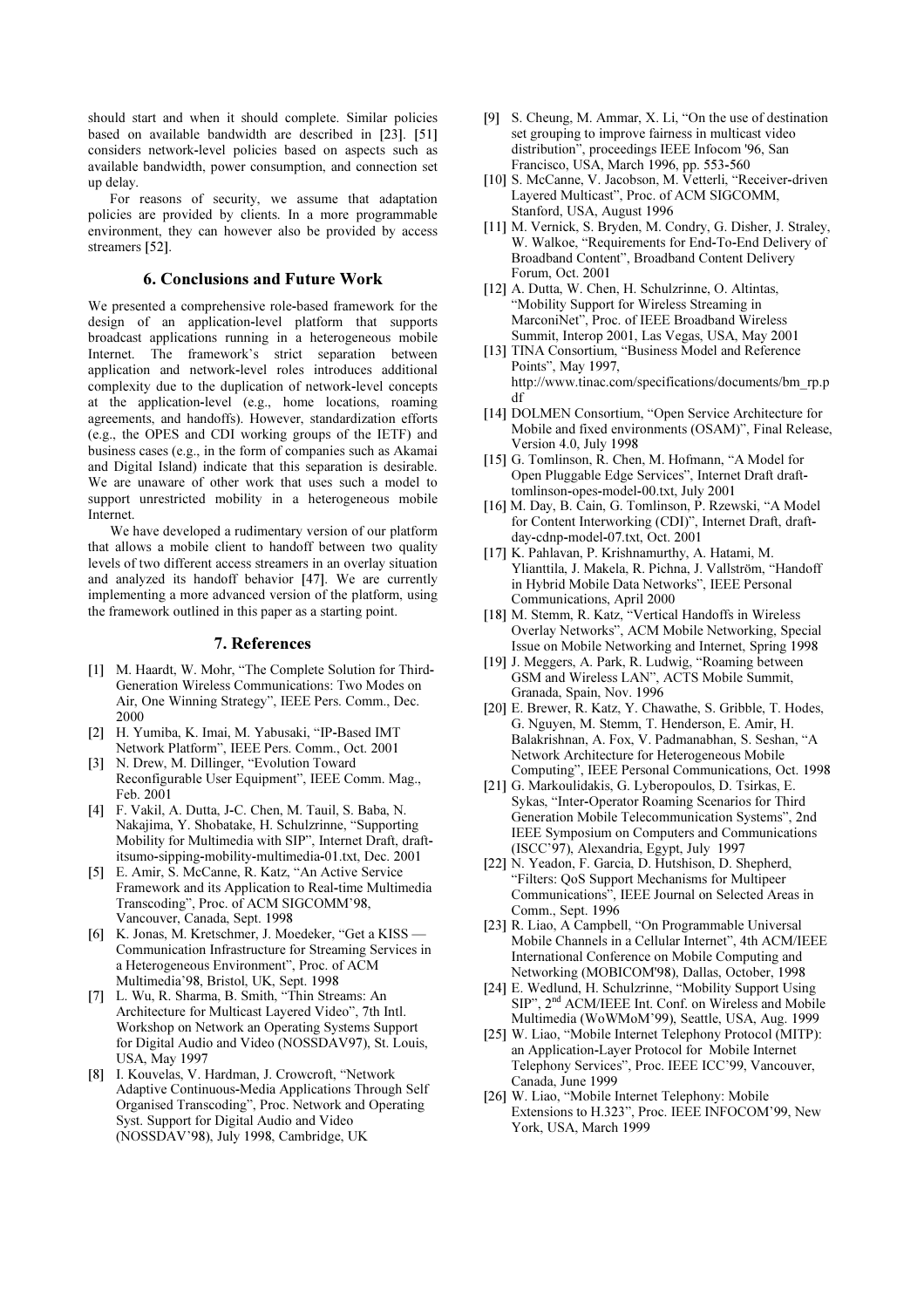should start and when it should complete. Similar policies based on available bandwidth are described in [23]. [51] considers network-level policies based on aspects such as available bandwidth, power consumption, and connection set up delay.

For reasons of security, we assume that adaptation policies are provided by clients. In a more programmable environment, they can however also be provided by access streamers [52].

## 6. Conclusions and Future Work

We presented a comprehensive role-based framework for the design of an application-level platform that supports broadcast applications running in a heterogeneous mobile Internet. The framework's strict separation between application and network-level roles introduces additional complexity due to the duplication of network-level concepts at the application-level (e.g., home locations, roaming agreements, and handoffs). However, standardization efforts (e.g., the OPES and CDI working groups of the IETF) and business cases (e.g., in the form of companies such as Akamai and Digital Island) indicate that this separation is desirable. We are unaware of other work that uses such a model to support unrestricted mobility in a heterogeneous mobile Internet.

We have developed a rudimentary version of our platform that allows a mobile client to handoff between two quality levels of two different access streamers in an overlay situation and analyzed its handoff behavior [47]. We are currently implementing a more advanced version of the platform, using the framework outlined in this paper as a starting point.

## 7. References

- [1] M. Haardt, W. Mohr, "The Complete Solution for Third-Generation Wireless Communications: Two Modes on Air, One Winning Strategy", IEEE Pers. Comm., Dec. 2000
- [2] H. Yumiba, K. Imai, M. Yabusaki, "IP-Based IMT Network Platform", IEEE Pers. Comm., Oct. 2001
- [3] N. Drew, M. Dillinger, "Evolution Toward Reconfigurable User Equipment", IEEE Comm. Mag., Feb. 2001
- [4] F. Vakil, A. Dutta, J-C. Chen, M. Tauil, S. Baba, N. Nakajima, Y. Shobatake, H. Schulzrinne, "Supporting Mobility for Multimedia with SIP", Internet Draft, draft-itsumo-sipping-mobility-multimedia-01.txt, Dec. 2001
- [5] E. Amir, S. McCanne, R. Katz, "An Active Service Framework and its Application to Real-time Multimedia Transcoding", Proc. of ACM SIGCOMM'98, Vancouver, Canada, Sept. 1998
- [6] K. Jonas, M. Kretschmer, J. Moedeker, "Get a KISS — Communication Infrastructure for Streaming Services in a Heterogeneous Environment", Proc. of ACM Multimedia'98, Bristol, UK, Sept. 1998
- [7] L. Wu, R. Sharma, B. Smith, "Thin Streams: An Architecture for Multicast Layered Video", 7th Intl. Workshop on Network an Operating Systems Support for Digital Audio and Video (NOSSDAV97), St. Louis, USA, May 1997
- [8] I. Kouvelas, V. Hardman, J. Crowcroft, "Network Adaptive Continuous-Media Applications Through Self Organised Transcoding", Proc. Network and Operating Syst. Support for Digital Audio and Video (NOSSDAV'98), July 1998, Cambridge, UK
- [9] S. Cheung, M. Ammar, X. Li, "On the use of destination set grouping to improve fairness in multicast video distribution", proceedings IEEE Infocom '96, San Francisco, USA, March 1996, pp. 553-560
- [10] S. McCanne, V. Jacobson, M. Vetterli, "Receiver-driven Layered Multicast", Proc. of ACM SIGCOMM, Stanford, USA, August 1996
- [11] M. Vernick, S. Bryden, M. Condry, G. Disher, J. Straley, W. Walkoe, "Requirements for End-To-End Delivery of Broadband Content", Broadband Content Delivery Forum, Oct. 2001
- [12] A. Dutta, W. Chen, H. Schulzrinne, O. Altintas, "Mobility Support for Wireless Streaming in MarconiNet", Proc. of IEEE Broadband Wireless Summit, Interop 2001, Las Vegas, USA, May 2001
- [13] TINA Consortium, "Business Model and Reference Points", May 1997, http://www.tinac.com/specifications/documents/bm_rp.pdf
- [14] DOLMEN Consortium, "Open Service Architecture for Mobile and fixed environments (OSAM)", Final Release, Version 4.0, July 1998
- [15] G. Tomlinson, R. Chen, M. Hofmann, "A Model for Open Pluggable Edge Services", Internet Draft draft-tomlinson-opes-model-00.txt, July 2001
- [16] M. Day, B. Cain, G. Tomlinson, P. Rzewski, "A Model for Content Interworking (CDI)", Internet Draft, draft-day-cdnp-model-07.txt, Oct. 2001
- [17] K. Pahlavan, P. Krishnamurthy, A. Hatami, M. Ylianttila, J. Makela, R. Pichna, J. Vallström, "Handoff in Hybrid Mobile Data Networks", IEEE Personal Communications, April 2000
- [18] M. Stemm, R. Katz, "Vertical Handoffs in Wireless Overlay Networks", ACM Mobile Networking, Special Issue on Mobile Networking and Internet, Spring 1998
- [19] J. Meggers, A. Park, R. Ludwig, "Roaming between GSM and Wireless LAN", ACTS Mobile Summit, Granada, Spain, Nov. 1996
- [20] E. Brewer, R. Katz, Y. Chawathe, S. Gribble, T. Hodes, G. Nguyen, M. Stemm, T. Henderson, E. Amir, H. Balakrishnan, A. Fox, V. Padmanabhan, S. Seshan, "A Network Architecture for Heterogeneous Mobile Computing", IEEE Personal Communications, Oct. 1998
- [21] G. Markoulidakis, G. Lyberopoulos, D. Tsirkas, E. Sykas, "Inter-Operator Roaming Scenarios for Third Generation Mobile Telecommunication Systems", 2nd IEEE Symposium on Computers and Communications (ISCC'97), Alexandria, Egypt, July 1997
- [22] N. Yeadon, F. Garcia, D. Hutshison, D. Shepherd, "Filters: QoS Support Mechanisms for Multipeer Communications", IEEE Journal on Selected Areas in Comm., Sept. 1996
- [23] R. Liao, A Campbell, "On Programmable Universal Mobile Channels in a Cellular Internet", 4th ACM/IEEE International Conference on Mobile Computing and Networking (MOBICOM'98), Dallas, October, 1998
- [24] E. Wedlund, H. Schulzrinne, "Mobility Support Using SIP", 2nd ACM/IEEE Int. Conf. on Wireless and Mobile Multimedia (WoWMoM'99), Seattle, USA, Aug. 1999
- [25] W. Liao, "Mobile Internet Telephony Protocol (MITP): an Application-Layer Protocol for Mobile Internet Telephony Services", Proc. IEEE ICC'99, Vancouver, Canada, June 1999
- [26] W. Liao, "Mobile Internet Telephony: Mobile Extensions to H.323", Proc. IEEE INFOCOM'99, New York, USA, March 1999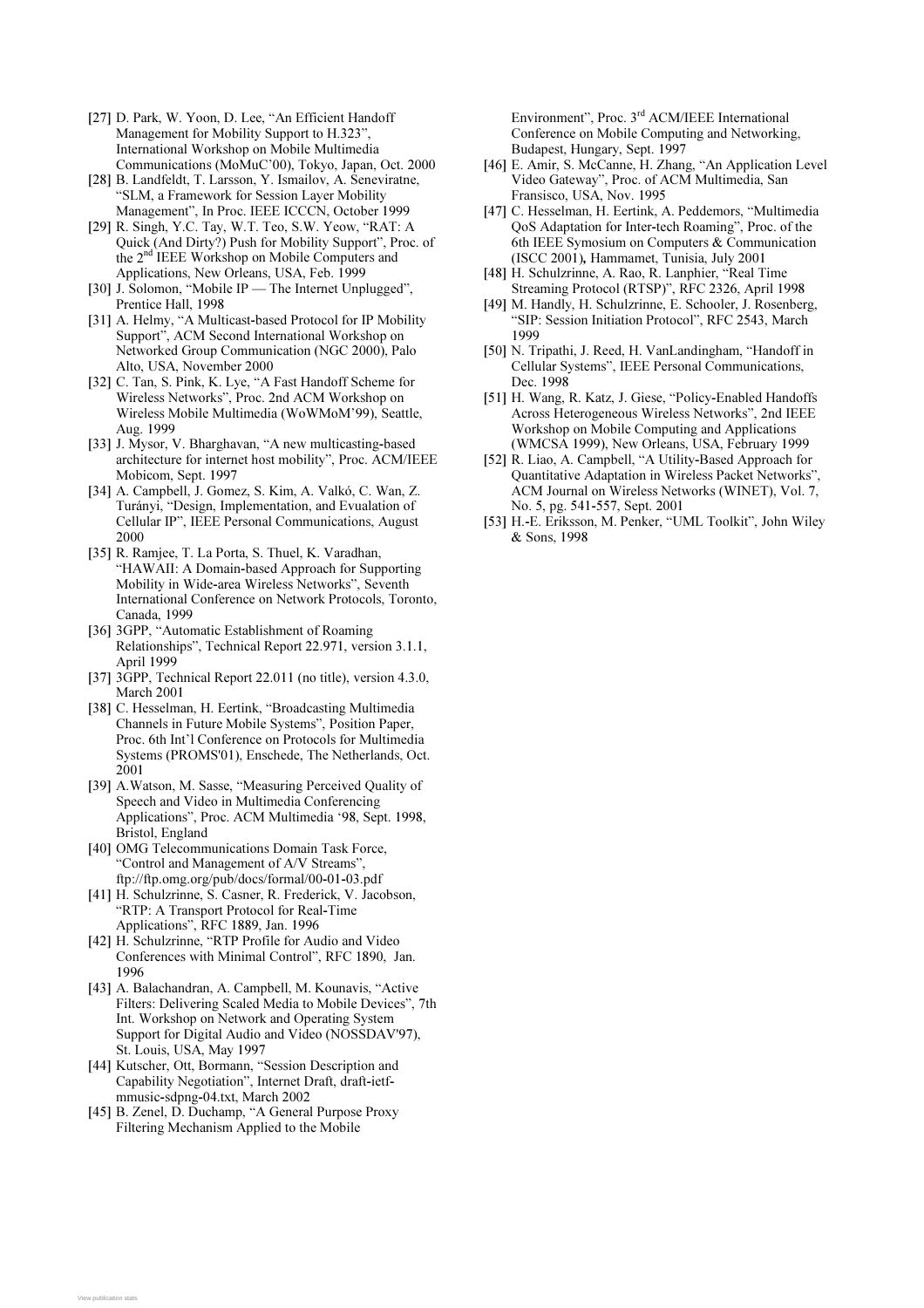[27] D. Park, W. Yoon, D. Lee, "An Efficient Handoff Management for Mobility Support to H.323", International Workshop on Mobile Multimedia Communications (MoMuC'00), Tokyo, Japan, Oct. 2000

[28] B. Landfeldt, T. Larsson, Y. Ismailov, A. Seneviratne, "SLM, a Framework for Session Layer Mobility Management", In Proc. IEEE ICCCN, October 1999

[29] R. Singh, Y.C. Tay, W.T. Teo, S.W. Yeow, "RAT: A Quick (And Dirty?) Push for Mobility Support", Proc. of the 2nd IEEE Workshop on Mobile Computers and Applications, New Orleans, USA, Feb. 1999

[30] J. Solomon, "Mobile IP — The Internet Unplugged", Prentice Hall, 1998

[31] A. Helmy, "A Multicast-based Protocol for IP Mobility Support", ACM Second International Workshop on Networked Group Communication (NGC 2000), Palo Alto, USA, November 2000

[32] C. Tan, S. Pink, K. Lye, "A Fast Handoff Scheme for Wireless Networks", Proc. 2nd ACM Workshop on Wireless Mobile Multimedia (WoWMoM'99), Seattle, Aug. 1999

[33] J. Mysor, V. Bharghavan, "A new multicasting-based architecture for internet host mobility", Proc. ACM/IEEE Mobicom, Sept. 1997

[34] A. Campbell, J. Gomez, S. Kim, A. Valkó, C. Wan, Z. Turányi, "Design, Implementation, and Evualation of Cellular IP", IEEE Personal Communications, August 2000

[35] R. Ramjee, T. La Porta, S. Thuel, K. Varadhan, "HAWAII: A Domain-based Approach for Supporting Mobility in Wide-area Wireless Networks", Seventh International Conference on Network Protocols, Toronto, Canada, 1999

[36] 3GPP, "Automatic Establishment of Roaming Relationships", Technical Report 22.971, version 3.1.1, April 1999

[37] 3GPP, Technical Report 22.011 (no title), version 4.3.0, March 2001

[38] C. Hesselman, H. Eertink, "Broadcasting Multimedia Channels in Future Mobile Systems", Position Paper, Proc. 6th Int'l Conference on Protocols for Multimedia Systems (PROMS'01), Enschede, The Netherlands, Oct. 2001

[39] A.Watson, M. Sasse, "Measuring Perceived Quality of Speech and Video in Multimedia Conferencing Applications", Proc. ACM Multimedia '98, Sept. 1998, Bristol, England

[40] OMG Telecommunications Domain Task Force, "Control and Management of A/V Streams", ftp://ftp.omg.org/pub/docs/formal/00-01-03.pdf

[41] H. Schulzrinne, S. Casner, R. Frederick, V. Jacobson, "RTP: A Transport Protocol for Real-Time Applications", RFC 1889, Jan. 1996

[42] H. Schulzrinne, "RTP Profile for Audio and Video Conferences with Minimal Control", RFC 1890, Jan. 1996

[43] A. Balachandran, A. Campbell, M. Kounavis, "Active Filters: Delivering Scaled Media to Mobile Devices", 7th Int. Workshop on Network and Operating System Support for Digital Audio and Video (NOSSDAV'97), St. Louis, USA, May 1997

[44] Kutscher, Ott, Bormann, "Session Description and Capability Negotiation", Internet Draft, draft-ietf-mmusic-sdpng-04.txt, March 2002

[45] B. Zenel, D. Duchamp, "A General Purpose Proxy Filtering Mechanism Applied to the Mobile Environment", Proc. 3rd ACM/IEEE International Conference on Mobile Computing and Networking, Budapest, Hungary, Sept. 1997

[46] E. Amir, S. McCanne, H. Zhang, "An Application Level Video Gateway", Proc. of ACM Multimedia, San Fransisco, USA, Nov. 1995

[47] C. Hesselman, H. Eertink, A. Peddemors, "Multimedia QoS Adaptation for Inter-tech Roaming", Proc. of the 6th IEEE Symosium on Computers & Communication (ISCC 2001), Hammamet, Tunisia, July 2001

[48] H. Schulzrinne, A. Rao, R. Lanphier, "Real Time Streaming Protocol (RTSP)", RFC 2326, April 1998

[49] M. Handly, H. Schulzrinne, E. Schooler, J. Rosenberg, "SIP: Session Initiation Protocol", RFC 2543, March 1999

[50] N. Tripathi, J. Reed, H. VanLandingham, "Handoff in Cellular Systems", IEEE Personal Communications, Dec. 1998

[51] H. Wang, R. Katz, J. Giese, "Policy-Enabled Handoffs Across Heterogeneous Wireless Networks", 2nd IEEE Workshop on Mobile Computing and Applications (WMCSA 1999), New Orleans, USA, February 1999

[52] R. Liao, A. Campbell, "A Utility-Based Approach for Quantitative Adaptation in Wireless Packet Networks", ACM Journal on Wireless Networks (WINET), Vol. 7, No. 5, pg. 541-557, Sept. 2001

[53] H.-E. Eriksson, M. Penker, "UML Toolkit", John Wiley & Sons, 1998